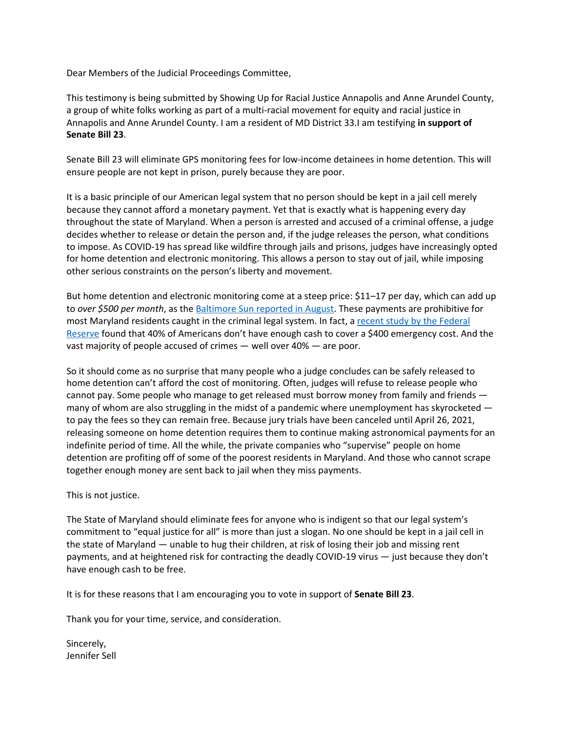Dear Members of the Judicial Proceedings Committee,

This testimony is being submitted by Showing Up for Racial Justice Annapolis and Anne Arundel County, a group of white folks working as part of a multi-racial movement for equity and racial justice in Annapolis and Anne Arundel County. I am a resident of MD District 33.I am testifying **in support of Senate Bill 23**.

Senate Bill 23 will eliminate GPS monitoring fees for low-income detainees in home detention. This will ensure people are not kept in prison, purely because they are poor.

It is a basic principle of our American legal system that no person should be kept in a jail cell merely because they cannot afford a monetary payment. Yet that is exactly what is happening every day throughout the state of Maryland. When a person is arrested and accused of a criminal offense, a judge decides whether to release or detain the person and, if the judge releases the person, what conditions to impose. As COVID-19 has spread like wildfire through jails and prisons, judges have increasingly opted for home detention and electronic monitoring. This allows a person to stay out of jail, while imposing other serious constraints on the person's liberty and movement.

But home detention and electronic monitoring come at a steep price: $11–17 per day, which can add up to *over $500 per month*, as the Baltimore Sun reported in August. These payments are prohibitive for most Maryland residents caught in the criminal legal system. In fact, a recent study by the Federal Reserve found that 40% of Americans don't have enough cash to cover a $400 emergency cost. And the vast majority of people accused of crimes — well over 40% — are poor.

So it should come as no surprise that many people who a judge concludes can be safely released to home detention can't afford the cost of monitoring. Often, judges will refuse to release people who cannot pay. Some people who manage to get released must borrow money from family and friends — many of whom are also struggling in the midst of a pandemic where unemployment has skyrocketed — to pay the fees so they can remain free. Because jury trials have been canceled until April 26, 2021, releasing someone on home detention requires them to continue making astronomical payments for an indefinite period of time. All the while, the private companies who "supervise" people on home detention are profiting off of some of the poorest residents in Maryland. And those who cannot scrape together enough money are sent back to jail when they miss payments.

This is not justice.

The State of Maryland should eliminate fees for anyone who is indigent so that our legal system's commitment to "equal justice for all" is more than just a slogan. No one should be kept in a jail cell in the state of Maryland — unable to hug their children, at risk of losing their job and missing rent payments, and at heightened risk for contracting the deadly COVID-19 virus — just because they don't have enough cash to be free.

It is for these reasons that I am encouraging you to vote in support of **Senate Bill 23**.

Thank you for your time, service, and consideration.

Sincerely,
Jennifer Sell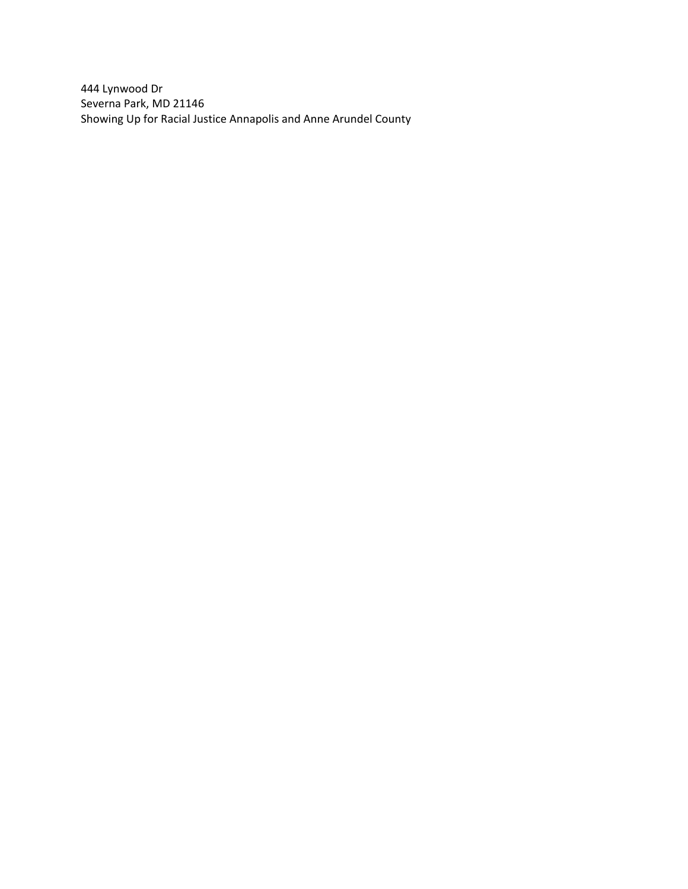444 Lynwood Dr
Severna Park, MD 21146
Showing Up for Racial Justice Annapolis and Anne Arundel County